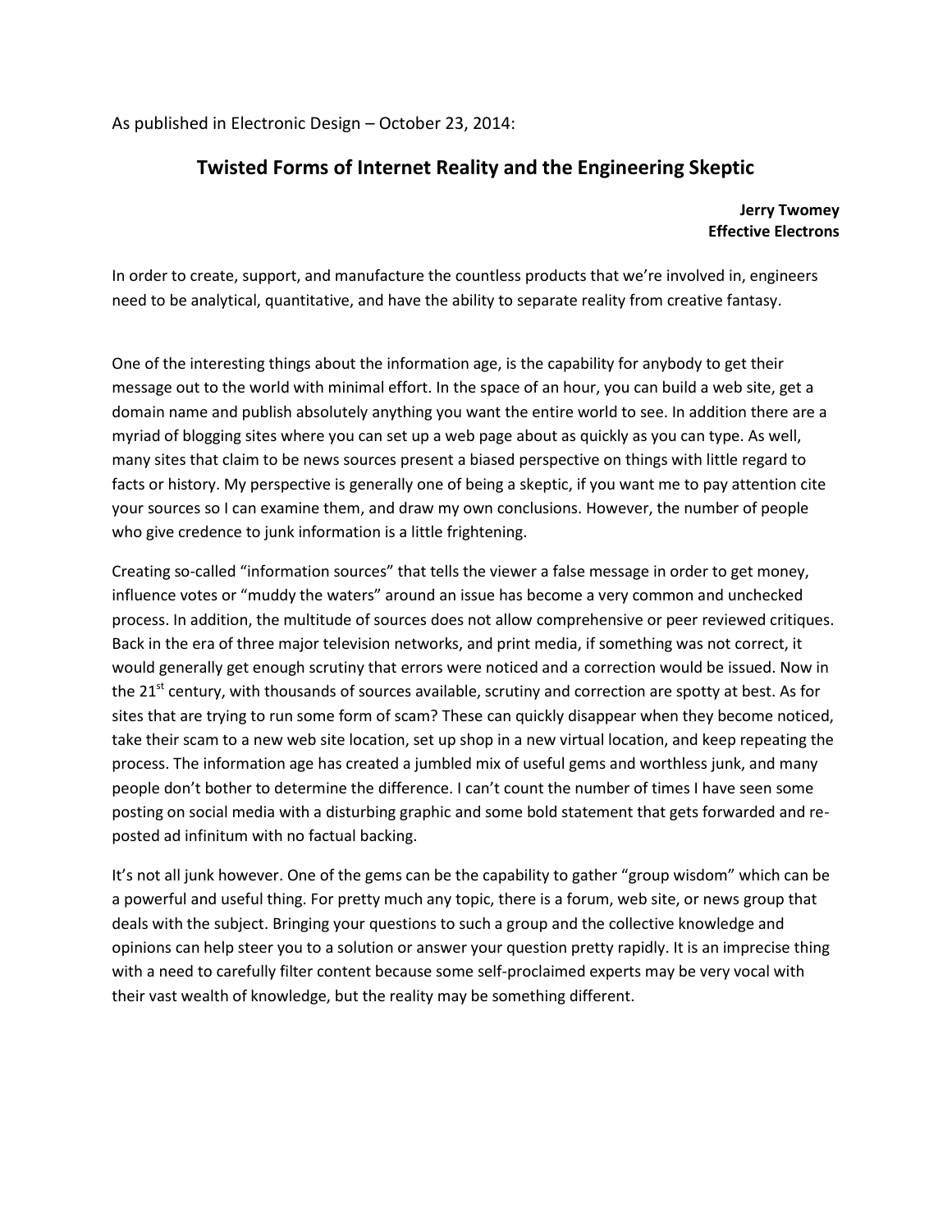As published in Electronic Design – October 23, 2014:

# Twisted Forms of Internet Reality and the Engineering Skeptic

**Jerry Twomey**
**Effective Electrons**

In order to create, support, and manufacture the countless products that we're involved in, engineers need to be analytical, quantitative, and have the ability to separate reality from creative fantasy.

One of the interesting things about the information age, is the capability for anybody to get their message out to the world with minimal effort. In the space of an hour, you can build a web site, get a domain name and publish absolutely anything you want the entire world to see. In addition there are a myriad of blogging sites where you can set up a web page about as quickly as you can type. As well, many sites that claim to be news sources present a biased perspective on things with little regard to facts or history. My perspective is generally one of being a skeptic, if you want me to pay attention cite your sources so I can examine them, and draw my own conclusions. However, the number of people who give credence to junk information is a little frightening.

Creating so-called "information sources" that tells the viewer a false message in order to get money, influence votes or "muddy the waters" around an issue has become a very common and unchecked process. In addition, the multitude of sources does not allow comprehensive or peer reviewed critiques. Back in the era of three major television networks, and print media, if something was not correct, it would generally get enough scrutiny that errors were noticed and a correction would be issued. Now in the 21st century, with thousands of sources available, scrutiny and correction are spotty at best. As for sites that are trying to run some form of scam? These can quickly disappear when they become noticed, take their scam to a new web site location, set up shop in a new virtual location, and keep repeating the process. The information age has created a jumbled mix of useful gems and worthless junk, and many people don't bother to determine the difference. I can't count the number of times I have seen some posting on social media with a disturbing graphic and some bold statement that gets forwarded and re-posted ad infinitum with no factual backing.

It's not all junk however. One of the gems can be the capability to gather "group wisdom" which can be a powerful and useful thing. For pretty much any topic, there is a forum, web site, or news group that deals with the subject. Bringing your questions to such a group and the collective knowledge and opinions can help steer you to a solution or answer your question pretty rapidly. It is an imprecise thing with a need to carefully filter content because some self-proclaimed experts may be very vocal with their vast wealth of knowledge, but the reality may be something different.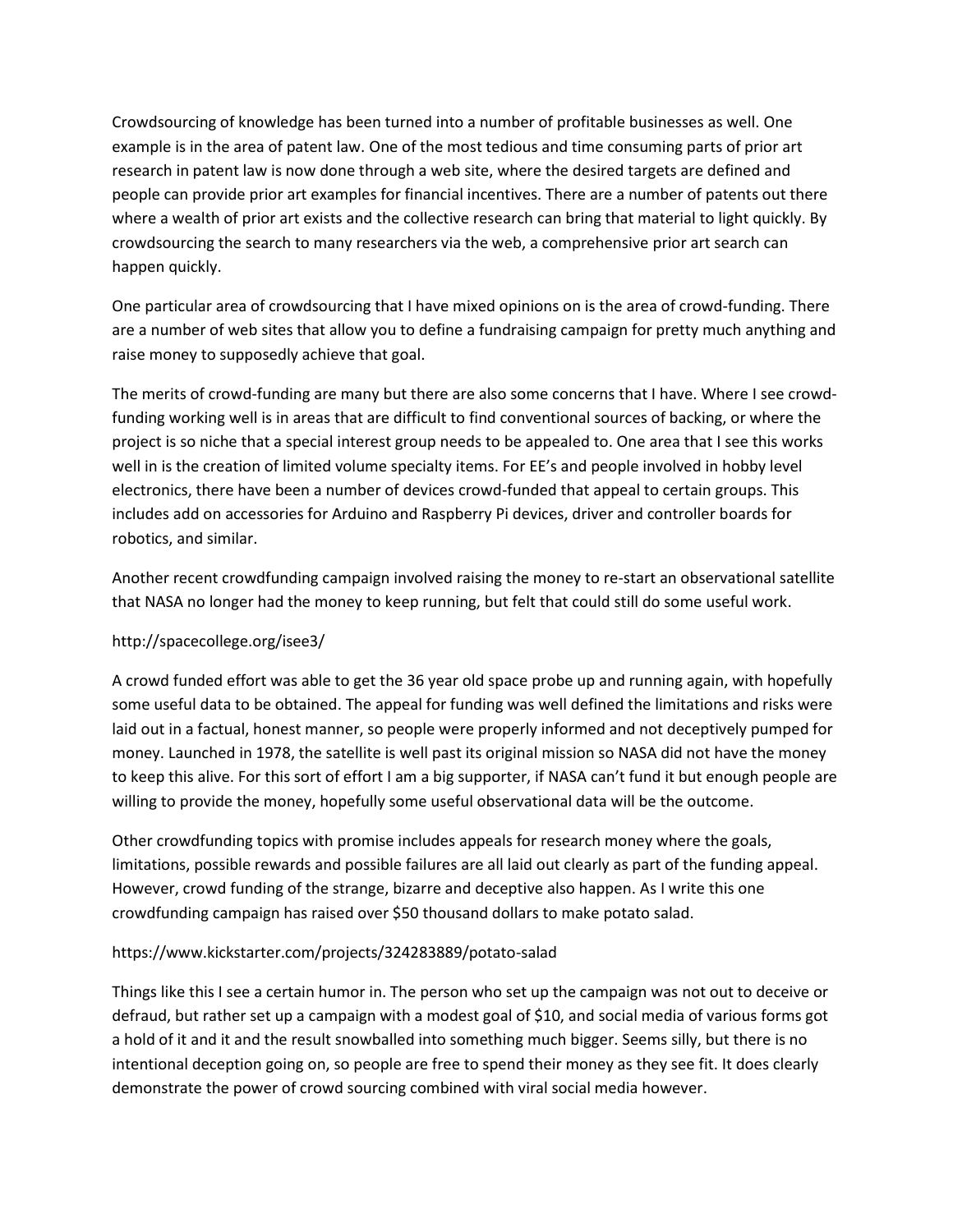Crowdsourcing of knowledge has been turned into a number of profitable businesses as well. One example is in the area of patent law. One of the most tedious and time consuming parts of prior art research in patent law is now done through a web site, where the desired targets are defined and people can provide prior art examples for financial incentives. There are a number of patents out there where a wealth of prior art exists and the collective research can bring that material to light quickly. By crowdsourcing the search to many researchers via the web, a comprehensive prior art search can happen quickly.

One particular area of crowdsourcing that I have mixed opinions on is the area of crowd-funding. There are a number of web sites that allow you to define a fundraising campaign for pretty much anything and raise money to supposedly achieve that goal.

The merits of crowd-funding are many but there are also some concerns that I have. Where I see crowd-funding working well is in areas that are difficult to find conventional sources of backing, or where the project is so niche that a special interest group needs to be appealed to. One area that I see this works well in is the creation of limited volume specialty items. For EE's and people involved in hobby level electronics, there have been a number of devices crowd-funded that appeal to certain groups. This includes add on accessories for Arduino and Raspberry Pi devices, driver and controller boards for robotics, and similar.

Another recent crowdfunding campaign involved raising the money to re-start an observational satellite that NASA no longer had the money to keep running, but felt that could still do some useful work.

http://spacecollege.org/isee3/

A crowd funded effort was able to get the 36 year old space probe up and running again, with hopefully some useful data to be obtained. The appeal for funding was well defined the limitations and risks were laid out in a factual, honest manner, so people were properly informed and not deceptively pumped for money. Launched in 1978, the satellite is well past its original mission so NASA did not have the money to keep this alive. For this sort of effort I am a big supporter, if NASA can't fund it but enough people are willing to provide the money, hopefully some useful observational data will be the outcome.

Other crowdfunding topics with promise includes appeals for research money where the goals, limitations, possible rewards and possible failures are all laid out clearly as part of the funding appeal. However, crowd funding of the strange, bizarre and deceptive also happen. As I write this one crowdfunding campaign has raised over $50 thousand dollars to make potato salad.

https://www.kickstarter.com/projects/324283889/potato-salad

Things like this I see a certain humor in. The person who set up the campaign was not out to deceive or defraud, but rather set up a campaign with a modest goal of $10, and social media of various forms got a hold of it and it and the result snowballed into something much bigger. Seems silly, but there is no intentional deception going on, so people are free to spend their money as they see fit. It does clearly demonstrate the power of crowd sourcing combined with viral social media however.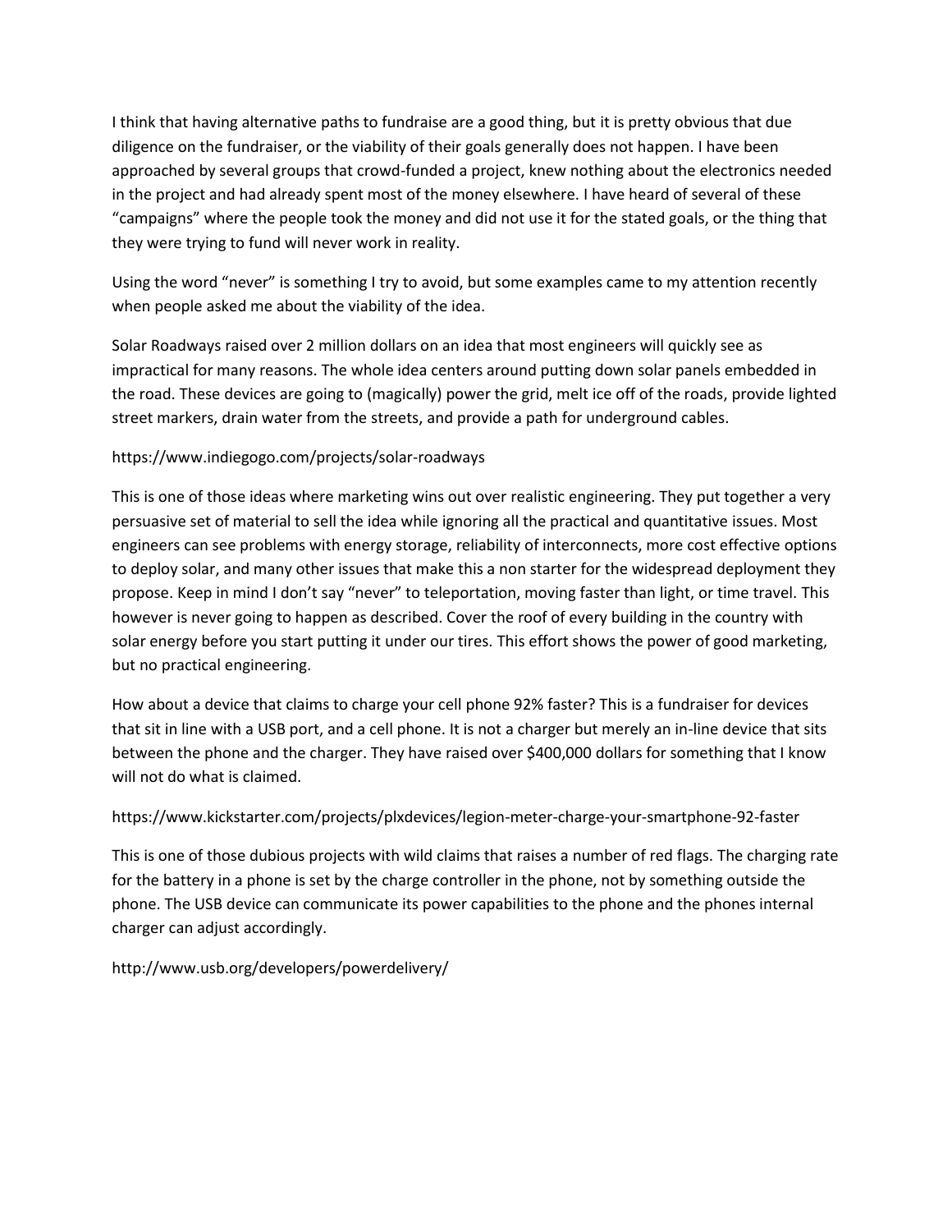I think that having alternative paths to fundraise are a good thing, but it is pretty obvious that due diligence on the fundraiser, or the viability of their goals generally does not happen. I have been approached by several groups that crowd-funded a project, knew nothing about the electronics needed in the project and had already spent most of the money elsewhere. I have heard of several of these “campaigns” where the people took the money and did not use it for the stated goals, or the thing that they were trying to fund will never work in reality.

Using the word “never” is something I try to avoid, but some examples came to my attention recently when people asked me about the viability of the idea.

Solar Roadways raised over 2 million dollars on an idea that most engineers will quickly see as impractical for many reasons. The whole idea centers around putting down solar panels embedded in the road. These devices are going to (magically) power the grid, melt ice off of the roads, provide lighted street markers, drain water from the streets, and provide a path for underground cables.

https://www.indiegogo.com/projects/solar-roadways

This is one of those ideas where marketing wins out over realistic engineering. They put together a very persuasive set of material to sell the idea while ignoring all the practical and quantitative issues. Most engineers can see problems with energy storage, reliability of interconnects, more cost effective options to deploy solar, and many other issues that make this a non starter for the widespread deployment they propose. Keep in mind I don’t say “never” to teleportation, moving faster than light, or time travel. This however is never going to happen as described. Cover the roof of every building in the country with solar energy before you start putting it under our tires. This effort shows the power of good marketing, but no practical engineering.

How about a device that claims to charge your cell phone 92% faster? This is a fundraiser for devices that sit in line with a USB port, and a cell phone. It is not a charger but merely an in-line device that sits between the phone and the charger. They have raised over $400,000 dollars for something that I know will not do what is claimed.

https://www.kickstarter.com/projects/plxdevices/legion-meter-charge-your-smartphone-92-faster

This is one of those dubious projects with wild claims that raises a number of red flags. The charging rate for the battery in a phone is set by the charge controller in the phone, not by something outside the phone. The USB device can communicate its power capabilities to the phone and the phones internal charger can adjust accordingly.

http://www.usb.org/developers/powerdelivery/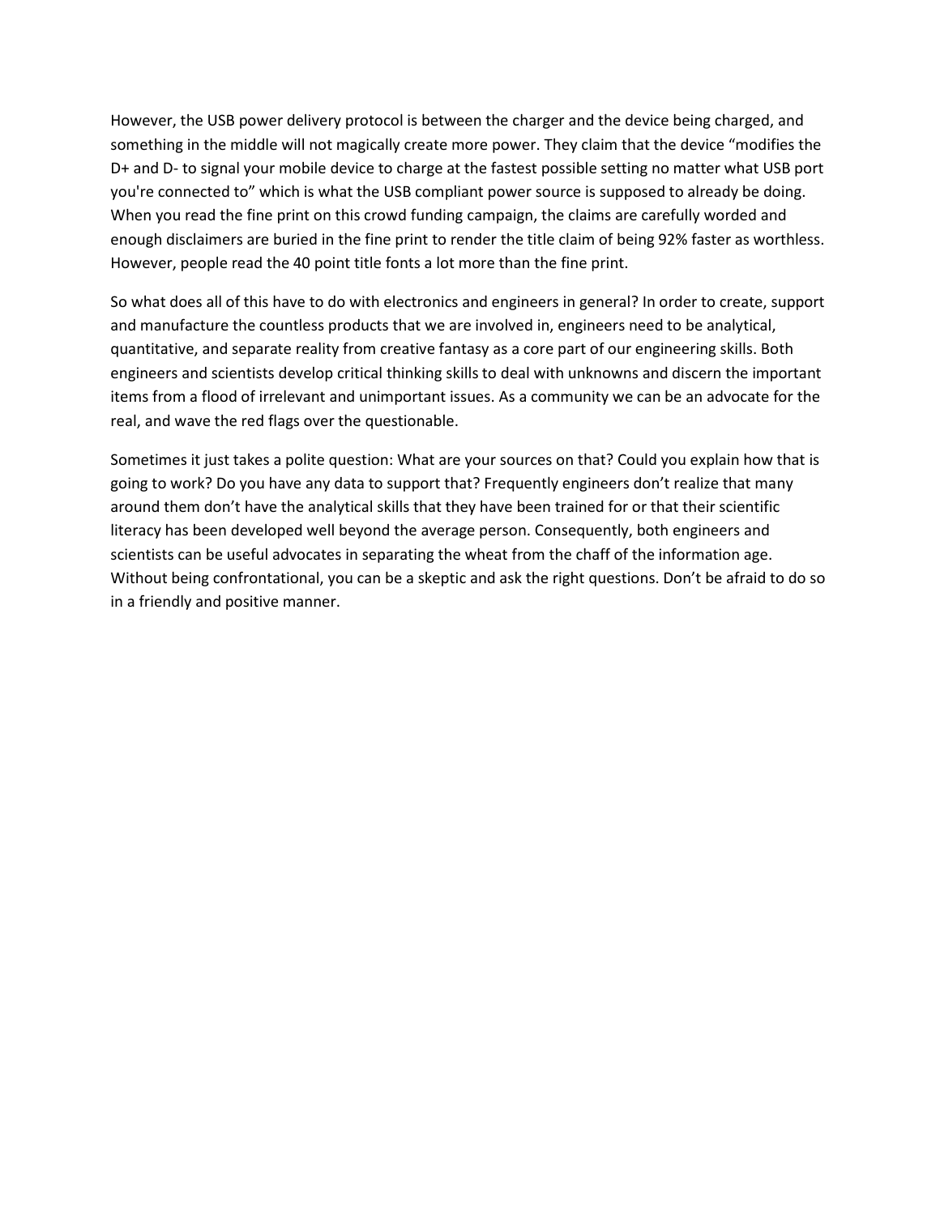However, the USB power delivery protocol is between the charger and the device being charged, and something in the middle will not magically create more power. They claim that the device "modifies the D+ and D- to signal your mobile device to charge at the fastest possible setting no matter what USB port you're connected to" which is what the USB compliant power source is supposed to already be doing. When you read the fine print on this crowd funding campaign, the claims are carefully worded and enough disclaimers are buried in the fine print to render the title claim of being 92% faster as worthless. However, people read the 40 point title fonts a lot more than the fine print.

So what does all of this have to do with electronics and engineers in general? In order to create, support and manufacture the countless products that we are involved in, engineers need to be analytical, quantitative, and separate reality from creative fantasy as a core part of our engineering skills. Both engineers and scientists develop critical thinking skills to deal with unknowns and discern the important items from a flood of irrelevant and unimportant issues. As a community we can be an advocate for the real, and wave the red flags over the questionable.

Sometimes it just takes a polite question: What are your sources on that? Could you explain how that is going to work? Do you have any data to support that? Frequently engineers don't realize that many around them don't have the analytical skills that they have been trained for or that their scientific literacy has been developed well beyond the average person. Consequently, both engineers and scientists can be useful advocates in separating the wheat from the chaff of the information age. Without being confrontational, you can be a skeptic and ask the right questions. Don't be afraid to do so in a friendly and positive manner.